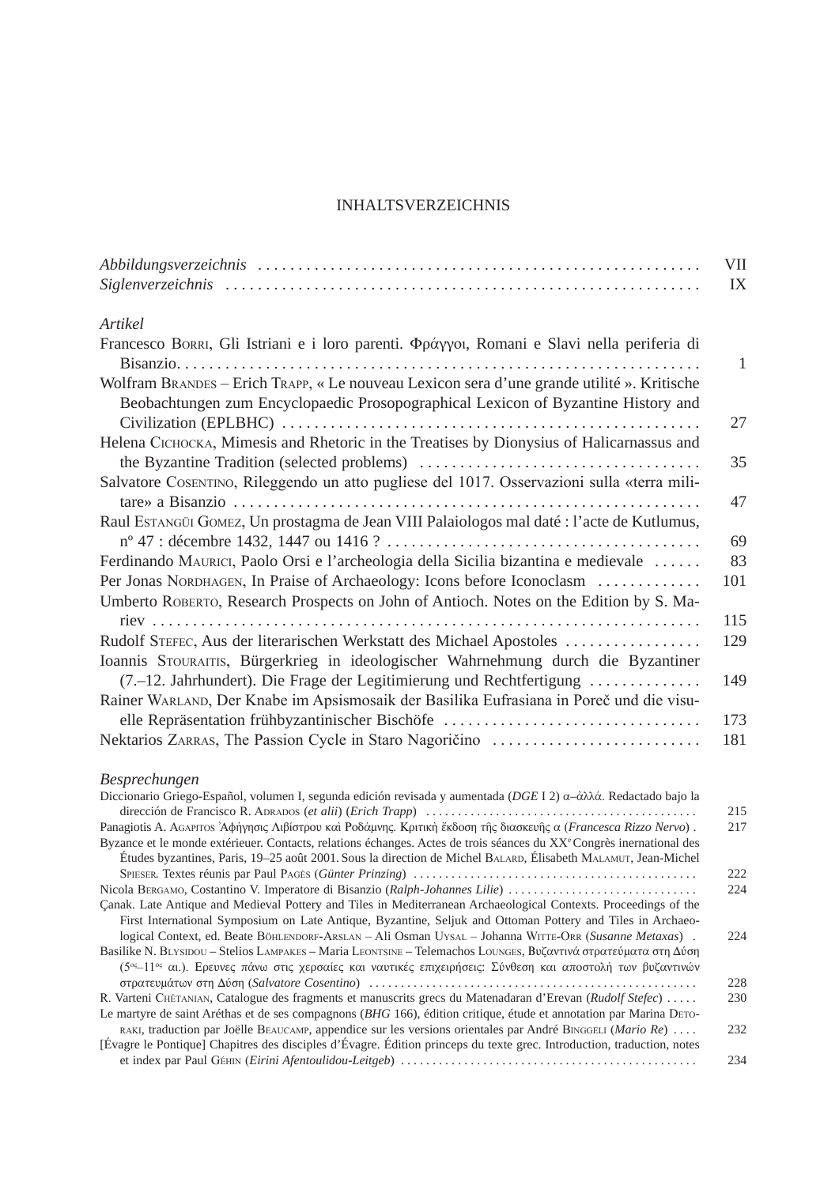# INHALTSVERZEICHNIS

*Abbildungsverzeichnis* . . . . . . . . . . . . . . . . . . . . . . . . . . . . . . . . . . . . . . . . . . . . . . . . . . . . . . VII
*Siglenverzeichnis* . . . . . . . . . . . . . . . . . . . . . . . . . . . . . . . . . . . . . . . . . . . . . . . . . . . . . . . . . . IX

*Artikel*

Francesco Borri, Gli Istriani e i loro parenti. Φράγγοι, Romani e Slavi nella periferia di Bisanzio. . . . . . . . . . . . . . . . . . . . . . . . . . . . . . . . . . . . . . . . . . . . . . . . . . . . . . . . . . . . . . . . 1

Wolfram Brandes – Erich Trapp, « Le nouveau Lexicon sera d'une grande utilité ». Kritische Beobachtungen zum Encyclopaedic Prosopographical Lexicon of Byzantine History and Civilization (EPLBHC) . . . . . . . . . . . . . . . . . . . . . . . . . . . . . . . . . . . . . . . . . . . . . . . . . . . 27

Helena Cichocka, Mimesis and Rhetoric in the Treatises by Dionysius of Halicarnassus and the Byzantine Tradition (selected problems) . . . . . . . . . . . . . . . . . . . . . . . . . . . . . . . . . . . 35

Salvatore Cosentino, Rileggendo un atto pugliese del 1017. Osservazioni sulla «terra militare» a Bisanzio . . . . . . . . . . . . . . . . . . . . . . . . . . . . . . . . . . . . . . . . . . . . . . . . . . . . . . . . . 47

Raul Estangüi Gomez, Un prostagma de Jean VIII Palaiologos mal daté : l'acte de Kutlumus, nº 47 : décembre 1432, 1447 ou 1416 ? . . . . . . . . . . . . . . . . . . . . . . . . . . . . . . . . . . . . . . 69

Ferdinando Maurici, Paolo Orsi e l'archeologia della Sicilia bizantina e medievale . . . . . . 83

Per Jonas Nordhagen, In Praise of Archaeology: Icons before Iconoclasm . . . . . . . . . . . . 101

Umberto Roberto, Research Prospects on John of Antioch. Notes on the Edition by S. Mariev . . . . . . . . . . . . . . . . . . . . . . . . . . . . . . . . . . . . . . . . . . . . . . . . . . . . . . . . . . . . . . . . . . . 115

Rudolf Stefec, Aus der literarischen Werkstatt des Michael Apostoles . . . . . . . . . . . . . . . . . 129

Ioannis Stouraitis, Bürgerkrieg in ideologischer Wahrnehmung durch die Byzantiner (7.–12. Jahrhundert). Die Frage der Legitimierung und Rechtfertigung . . . . . . . . . . . . . . 149

Rainer Warland, Der Knabe im Apsismosaik der Basilika Eufrasiana in Poreč und die visuelle Repräsentation frühbyzantinischer Bischöfe . . . . . . . . . . . . . . . . . . . . . . . . . . . . . . . . 173

Nektarios Zarras, The Passion Cycle in Staro Nagoričino . . . . . . . . . . . . . . . . . . . . . . . . . . 181

*Besprechungen*

Diccionario Griego-Español, volumen I, segunda edición revisada y aumentada (*DGE* I 2) α–ἀλλά. Redactado bajo la dirección de Francisco R. Adrados (*et alii*) (*Erich Trapp*) . . . . . . . . . . . . . . . . . . . . . . . . . . . . . . . . . . . . . . . . . . 215

Panagiotis A. Agapitos Ἀφήγησις Λιβίστρου καὶ Ροδάμνης. Κριτικὴ ἔκδοση τῆς διασκευῆς α (*Francesca Rizzo Nervo*) . 217

Byzance et le monde extérieuer. Contacts, relations échanges. Actes de trois séances du XXᵉ Congrès inernational des Études byzantines, Paris, 19–25 août 2001. Sous la direction de Michel Balard, Élisabeth Malamut, Jean-Michel Spieser. Textes réunis par Paul Pagès (*Günter Prinzing*) . . . . . . . . . . . . . . . . . . . . . . . . . . . . . . . . . . . . . . . . . . . . 222

Nicola Bergamo, Costantino V. Imperatore di Bisanzio (*Ralph-Johannes Lilie*) . . . . . . . . . . . . . . . . . . . . . . . . . . . . . 224

Çanak. Late Antique and Medieval Pottery and Tiles in Mediterranean Archaeological Contexts. Proceedings of the First International Symposium on Late Antique, Byzantine, Seljuk and Ottoman Pottery and Tiles in Archaeological Context, ed. Beate Böhlendorf-Arslan – Ali Osman Uysal – Johanna Witte-Orr (*Susanne Metaxas*) . 224

Basilike N. Blysidou – Stelios Lampakes – Maria Leontsine – Telemachos Lounges, Βυζαντινά στρατεύματα στη Δύση (5ος–11ος αι.). Ερευνες πάνω στις χερσαίες και ναυτικές επιχειρήσεις: Σύνθεση και αποστολή των βυζαντινών στρατευμάτων στη Δύση (*Salvatore Cosentino*) . . . . . . . . . . . . . . . . . . . . . . . . . . . . . . . . . . . . . . . . . . . . . . . . . . 228

R. Varteni Chétanian, Catalogue des fragments et manuscrits grecs du Matenadaran d'Erevan (*Rudolf Stefec*) . . . . . 230

Le martyre de saint Aréthas et de ses compagnons (*BHG* 166), édition critique, étude et annotation par Marina Detoraki, traduction par Joëlle Beaucamp, appendice sur les versions orientales par André Binggeli (*Mario Re*) . . . . 232

[Évagre le Pontique] Chapitres des disciples d'Évagre. Édition princeps du texte grec. Introduction, traduction, notes et index par Paul Géhin (*Eirini Afentoulidou-Leitgeb*) . . . . . . . . . . . . . . . . . . . . . . . . . . . . . . . . . . . . . . . . . . . . . . 234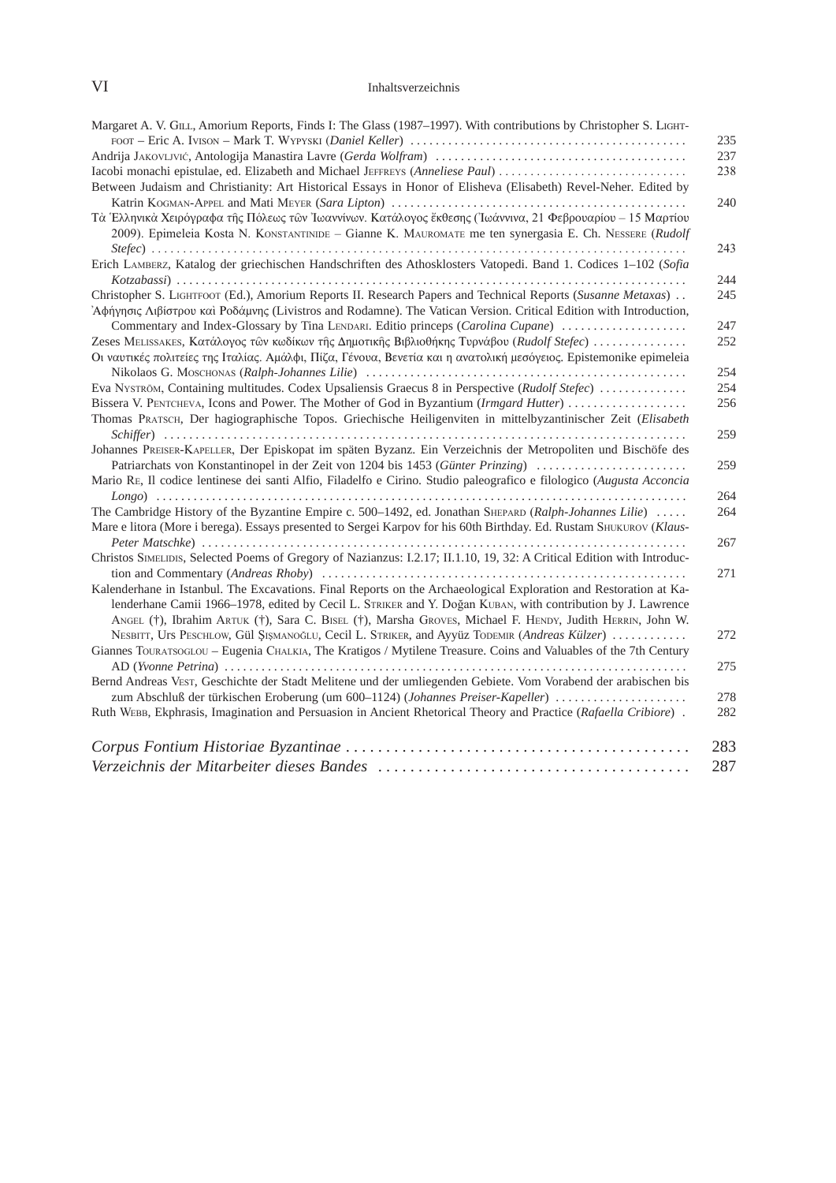Margaret A. V. Gill, Amorium Reports, Finds I: The Glass (1987–1997). With contributions by Christopher S. Lightfoot – Eric A. Ivison – Mark T. Wypyski (*Daniel Keller*) . . . . . 235

Andrija Jakovljević, Antologija Manastira Lavre (*Gerda Wolfram*) . . . . . 237

Iacobi monachi epistulae, ed. Elizabeth and Michael Jeffreys (*Anneliese Paul*) . . . . . 238

Between Judaism and Christianity: Art Historical Essays in Honor of Elisheva (Elisabeth) Revel-Neher. Edited by Katrin Kogman-Appel and Mati Meyer (*Sara Lipton*) . . . . . 240

Τὰ Ἑλληνικὰ Χειρόγραφα τῆς Πόλεως τῶν Ἰωαννίνων. Κατάλογος ἔκθεσης (Ἰωάννινα, 21 Φεβρουαρίου – 15 Μαρτίου 2009). Epimeleia Kosta N. Konstantinide – Gianne K. Mauromate me ten synergasia E. Ch. Nessere (*Rudolf Stefec*) . . . . . 243

Erich Lamberz, Katalog der griechischen Handschriften des Athosklosters Vatopedi. Band 1. Codices 1–102 (*Sofia Kotzabassi*) . . . . . 244

Christopher S. Lightfoot (Ed.), Amorium Reports II. Research Papers and Technical Reports (*Susanne Metaxas*) . . 245

Ἀφήγησις Λιβίστρου καὶ Ροδάμνης (Livistros and Rodamne). The Vatican Version. Critical Edition with Introduction, Commentary and Index-Glossary by Tina Lendari. Editio princeps (*Carolina Cupane*) . . . . . 247

Zeses Melissakes, Κατάλογος τῶν κωδίκων τῆς Δημοτικῆς Βιβλιοθήκης Τυρνάβου (*Rudolf Stefec*) . . . . . 252

Οι ναυτικές πολιτείες της Ιταλίας. Αμάλφι, Πίζα, Γένουα, Βενετία και η ανατολική μεσόγειος. Epistemonike epimeleia Nikolaos G. Moschonas (*Ralph-Johannes Lilie*) . . . . . 254

Eva Nyström, Containing multitudes. Codex Upsaliensis Graecus 8 in Perspective (*Rudolf Stefec*) . . . . . 254

Bissera V. Pentcheva, Icons and Power. The Mother of God in Byzantium (*Irmgard Hutter*) . . . . . 256

Thomas Pratsch, Der hagiographische Topos. Griechische Heiligenviten in mittelbyzantinischer Zeit (*Elisabeth Schiffer*) . . . . . 259

Johannes Preiser-Kapeller, Der Episkopat im späten Byzanz. Ein Verzeichnis der Metropoliten und Bischöfe des Patriarchats von Konstantinopel in der Zeit von 1204 bis 1453 (*Günter Prinzing*) . . . . . 259

Mario Re, Il codice lentinese dei santi Alfio, Filadelfo e Cirino. Studio paleografico e filologico (*Augusta Acconcia Longo*) . . . . . 264

The Cambridge History of the Byzantine Empire c. 500–1492, ed. Jonathan Shepard (*Ralph-Johannes Lilie*) . . . . . 264

Mare e litora (More i berega). Essays presented to Sergei Karpov for his 60th Birthday. Ed. Rustam Shukurov (*Klaus-Peter Matschke*) . . . . . 267

Christos Simelidis, Selected Poems of Gregory of Nazianzus: I.2.17; II.1.10, 19, 32: A Critical Edition with Introduction and Commentary (*Andreas Rhoby*) . . . . . 271

Kalenderhane in Istanbul. The Excavations. Final Reports on the Archaeological Exploration and Restoration at Kalenderhane Camii 1966–1978, edited by Cecil L. Striker and Y. Doğan Kuban, with contribution by J. Lawrence Angel (†), Ibrahim Artuk (†), Sara C. Bisel (†), Marsha Groves, Michael F. Hendy, Judith Herrin, John W. Nesbitt, Urs Peschlow, Gül Şişmanoğlu, Cecil L. Striker, and Ayyüz Todemir (*Andreas Külzer*) . . . . . 272

Giannes Touratsoglou – Eugenia Chalkia, The Kratigos / Mytilene Treasure. Coins and Valuables of the 7th Century AD (*Yvonne Petrina*) . . . . . 275

Bernd Andreas Vest, Geschichte der Stadt Melitene und der umliegenden Gebiete. Vom Vorabend der arabischen bis zum Abschluß der türkischen Eroberung (um 600–1124) (*Johannes Preiser-Kapeller*) . . . . . 278

Ruth Webb, Ekphrasis, Imagination and Persuasion in Ancient Rhetorical Theory and Practice (*Rafaella Cribiore*) . 282

*Corpus Fontium Historiae Byzantinae* . . . . . 283

*Verzeichnis der Mitarbeiter dieses Bandes* . . . . . 287